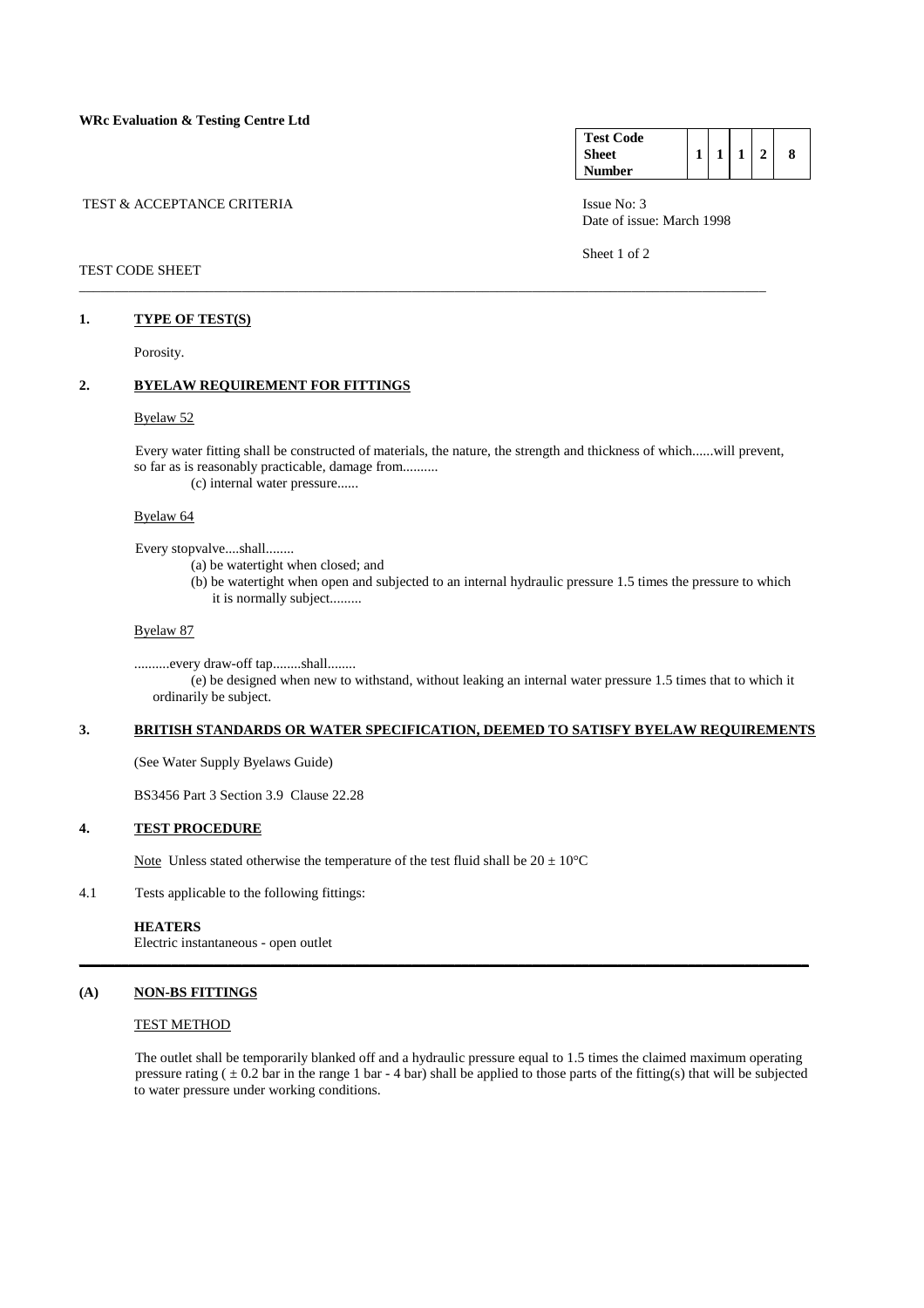**WRc Evaluation & Testing Centre Ltd**

| Test Code Sheet Number | 1 | 1 | 1 | 2 | 8 |
|---|---|---|---|---|---|

TEST & ACCEPTANCE CRITERIA

Issue No: 3
Date of issue: March 1998

TEST CODE SHEET

## 1. TYPE OF TEST(S)

Porosity.

## 2. BYELAW REQUIREMENT FOR FITTINGS

Byelaw 52

Every water fitting shall be constructed of materials, the nature, the strength and thickness of which......will prevent, so far as is reasonably practicable, damage from..........

(c) internal water pressure......

Byelaw 64

Every stopvalve....shall........

(a) be watertight when closed; and

(b) be watertight when open and subjected to an internal hydraulic pressure 1.5 times the pressure to which it is normally subject.........

Byelaw 87

..........every draw-off tap........shall........

(e) be designed when new to withstand, without leaking an internal water pressure 1.5 times that to which it ordinarily be subject.

## 3. BRITISH STANDARDS OR WATER SPECIFICATION, DEEMED TO SATISFY BYELAW REQUIREMENTS

(See Water Supply Byelaws Guide)

BS3456 Part 3 Section 3.9 Clause 22.28

## 4. TEST PROCEDURE

Note Unless stated otherwise the temperature of the test fluid shall be $20 \pm 10°C$

4.1 Tests applicable to the following fittings:

**HEATERS**
Electric instantaneous - open outlet

## (A) NON-BS FITTINGS

TEST METHOD

The outlet shall be temporarily blanked off and a hydraulic pressure equal to 1.5 times the claimed maximum operating pressure rating ( $\pm$ 0.2 bar in the range 1 bar - 4 bar) shall be applied to those parts of the fitting(s) that will be subjected to water pressure under working conditions.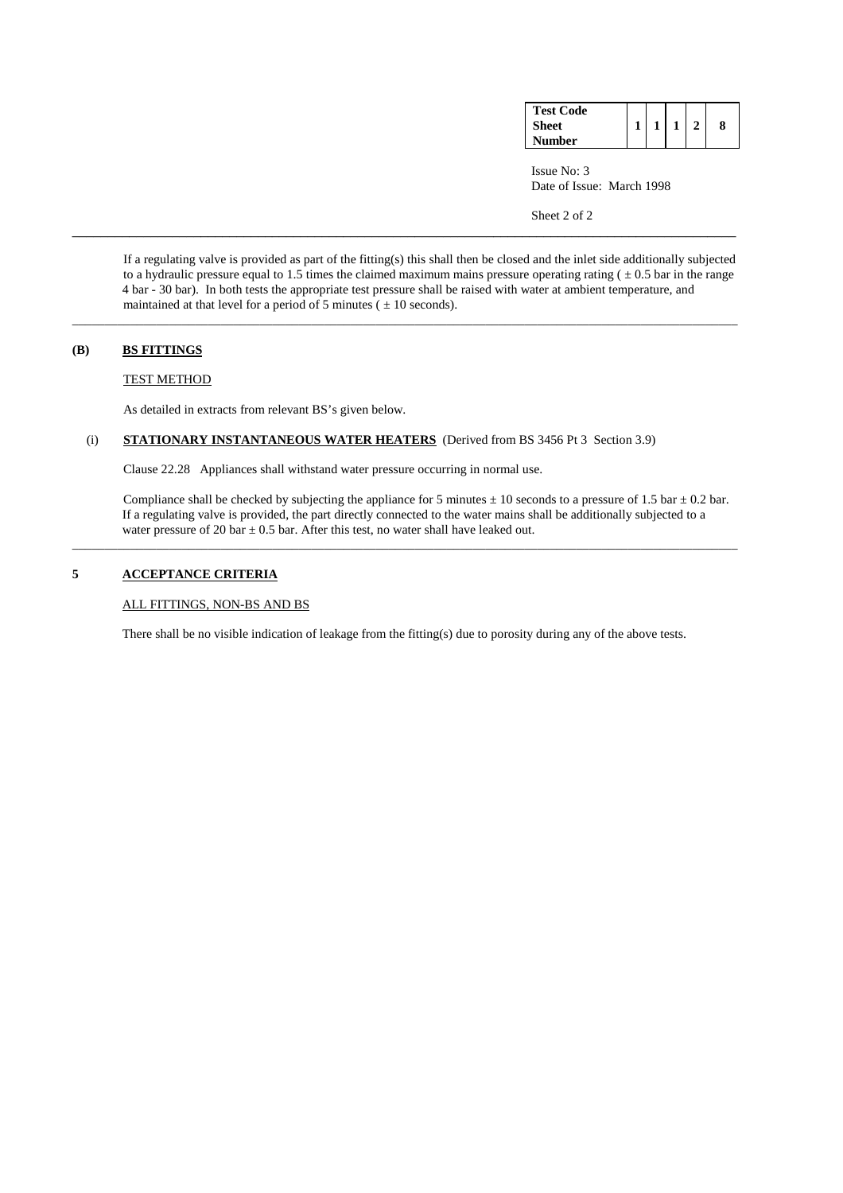If a regulating valve is provided as part of the fitting(s) this shall then be closed and the inlet side additionally subjected to a hydraulic pressure equal to 1.5 times the claimed maximum mains pressure operating rating ( ± 0.5 bar in the range 4 bar - 30 bar). In both tests the appropriate test pressure shall be raised with water at ambient temperature, and maintained at that level for a period of 5 minutes ( ± 10 seconds).

## (B) BS FITTINGS

TEST METHOD

As detailed in extracts from relevant BS's given below.

### (i) STATIONARY INSTANTANEOUS WATER HEATERS (Derived from BS 3456 Pt 3 Section 3.9)

Clause 22.28 Appliances shall withstand water pressure occurring in normal use.

Compliance shall be checked by subjecting the appliance for 5 minutes ± 10 seconds to a pressure of 1.5 bar ± 0.2 bar. If a regulating valve is provided, the part directly connected to the water mains shall be additionally subjected to a water pressure of 20 bar ± 0.5 bar. After this test, no water shall have leaked out.

## 5 ACCEPTANCE CRITERIA

ALL FITTINGS, NON-BS AND BS

There shall be no visible indication of leakage from the fitting(s) due to porosity during any of the above tests.